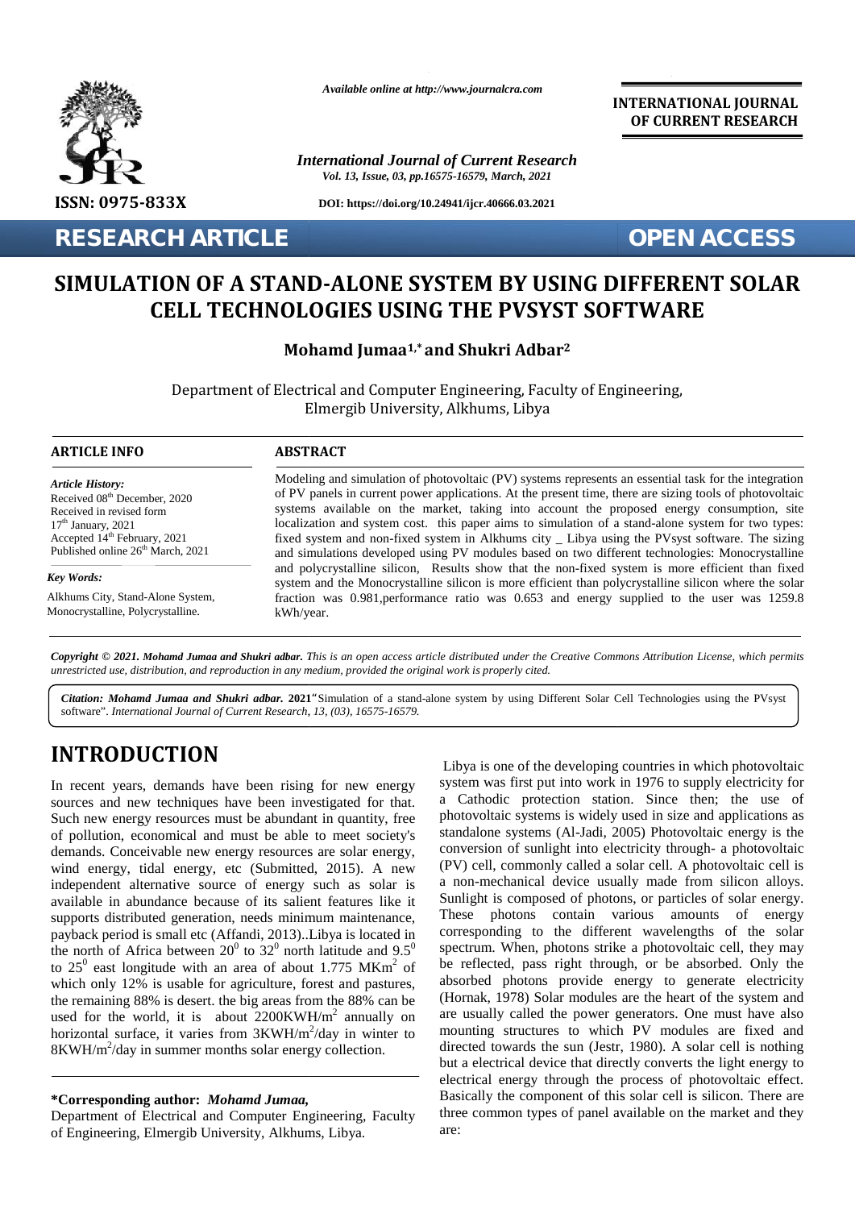Available online at http://www.journalcra.com

INTERNATIONAL JOURNAL OF CURRENT RESEARCH

ISSN: 0975-833X

DOI: https://doi.org/10.24941/ijcr.40666.03.2021

RESEARCH ARTICLE

OPEN ACCESS

# SIMULATION OF A STAND-ALONE SYSTEM BY USING DIFFERENT SOLAR CELL TECHNOLOGIES USING THE PVSYST SOFTWARE

**Mohamd Jumaa[1,*] and Shukri Adbar[2]**

Department of Electrical and Computer Engineering, Faculty of Engineering, Elmergib University, Alkhums, Libya

## ARTICLE INFO

*Article History:*

Received 08[th] December, 2020
Received in revised form
17[th] January, 2021
Accepted 14[th] February, 2021
Published online 26[th] March, 2021

*Key Words:*

Alkhums City, Stand-Alone System, Monocrystalline, Polycrystalline.

## ABSTRACT

Modeling and simulation of photovoltaic (PV) systems represents an essential task for the integration of PV panels in current power applications. At the present time, there are sizing tools of photovoltaic systems available on the market, taking into account the proposed energy consumption, site localization and system cost. this paper aims to simulation of a stand-alone system for two types: fixed system and non-fixed system in Alkhums city _ Libya using the PVsyst software. The sizing and simulations developed using PV modules based on two different technologies: Monocrystalline and polycrystalline silicon, Results show that the non-fixed system is more efficient than fixed system and the Monocrystalline silicon is more efficient than polycrystalline silicon where the solar fraction was 0.981,performance ratio was 0.653 and energy supplied to the user was 1259.8 kWh/year.

***Copyright © 2021. Mohamd Jumaa and Shukri adbar.*** *This is an open access article distributed under the Creative Commons Attribution License, which permits unrestricted use, distribution, and reproduction in any medium, provided the original work is properly cited.*

***Citation: Mohamd Jumaa and Shukri adbar.* 2021**"Simulation of a stand-alone system by using Different Solar Cell Technologies using the PVsyst software". *International Journal of Current Research, 13, (03), 16575-16579.*

# INTRODUCTION

In recent years, demands have been rising for new energy sources and new techniques have been investigated for that. Such new energy resources must be abundant in quantity, free of pollution, economical and must be able to meet society's demands. Conceivable new energy resources are solar energy, wind energy, tidal energy, etc (Submitted, 2015). A new independent alternative source of energy such as solar is available in abundance because of its salient features like it supports distributed generation, needs minimum maintenance, payback period is small etc (Affandi, 2013)..Libya is located in the north of Africa between $20^0$ to $32^0$ north latitude and $9.5^0$ to $25^0$ east longitude with an area of about 1.775 $MKm^2$ of which only 12% is usable for agriculture, forest and pastures, the remaining 88% is desert. the big areas from the 88% can be used for the world, it is about $2200KWH/m^2$ annually on horizontal surface, it varies from $3KWH/m^2$/day in winter to $8KWH/m^2$/day in summer months solar energy collection.

Libya is one of the developing countries in which photovoltaic system was first put into work in 1976 to supply electricity for a Cathodic protection station. Since then; the use of photovoltaic systems is widely used in size and applications as standalone systems (Al-Jadi, 2005) Photovoltaic energy is the conversion of sunlight into electricity through- a photovoltaic (PV) cell, commonly called a solar cell. A photovoltaic cell is a non-mechanical device usually made from silicon alloys. Sunlight is composed of photons, or particles of solar energy. These photons contain various amounts of energy corresponding to the different wavelengths of the solar spectrum. When, photons strike a photovoltaic cell, they may be reflected, pass right through, or be absorbed. Only the absorbed photons provide energy to generate electricity (Hornak, 1978) Solar modules are the heart of the system and are usually called the power generators. One must have also mounting structures to which PV modules are fixed and directed towards the sun (Jestr, 1980). A solar cell is nothing but a electrical device that directly converts the light energy to electrical energy through the process of photovoltaic effect. Basically the component of this solar cell is silicon. There are three common types of panel available on the market and they are:

**\*Corresponding author:** *Mohamd Jumaa,*
Department of Electrical and Computer Engineering, Faculty of Engineering, Elmergib University, Alkhums, Libya.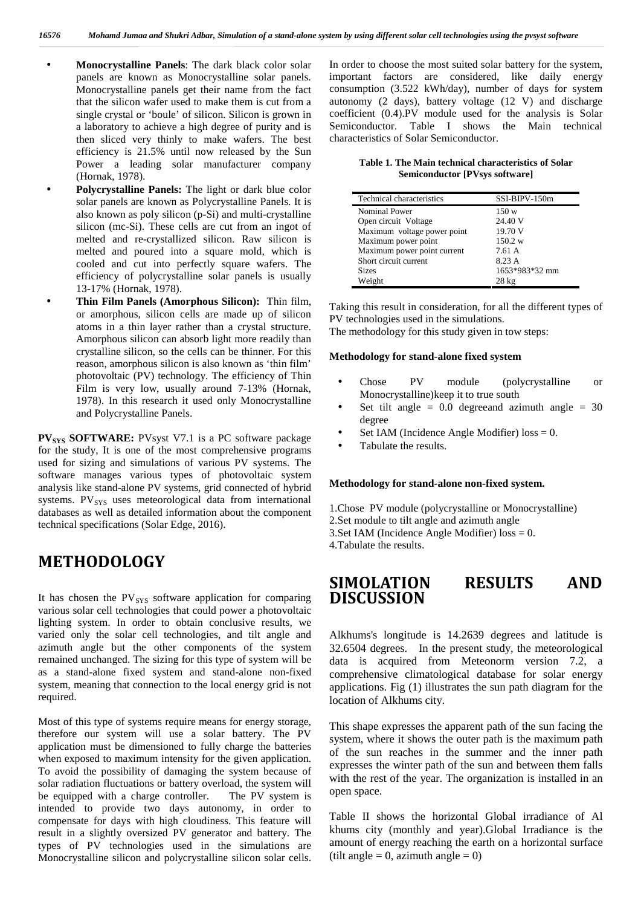- **Monocrystalline Panels**: The dark black color solar panels are known as Monocrystalline solar panels. Monocrystalline panels get their name from the fact that the silicon wafer used to make them is cut from a single crystal or 'boule' of silicon. Silicon is grown in a laboratory to achieve a high degree of purity and is then sliced very thinly to make wafers. The best efficiency is 21.5% until now released by the Sun Power a leading solar manufacturer company (Hornak, 1978).
- **Polycrystalline Panels:** The light or dark blue color solar panels are known as Polycrystalline Panels. It is also known as poly silicon (p-Si) and multi-crystalline silicon (mc-Si). These cells are cut from an ingot of melted and re-crystallized silicon. Raw silicon is melted and poured into a square mold, which is cooled and cut into perfectly square wafers. The efficiency of polycrystalline solar panels is usually 13-17% (Hornak, 1978).
- **Thin Film Panels (Amorphous Silicon):** Thin film, or amorphous, silicon cells are made up of silicon atoms in a thin layer rather than a crystal structure. Amorphous silicon can absorb light more readily than crystalline silicon, so the cells can be thinner. For this reason, amorphous silicon is also known as 'thin film' photovoltaic (PV) technology. The efficiency of Thin Film is very low, usually around 7-13% (Hornak, 1978). In this research it used only Monocrystalline and Polycrystalline Panels.

**$PV_{SYS}$ SOFTWARE:** PVsyst V7.1 is a PC software package for the study, It is one of the most comprehensive programs used for sizing and simulations of various PV systems. The software manages various types of photovoltaic system analysis like stand-alone PV systems, grid connected of hybrid systems. $PV_{SYS}$ uses meteorological data from international databases as well as detailed information about the component technical specifications (Solar Edge, 2016).

# METHODOLOGY

It has chosen the $PV_{SYS}$ software application for comparing various solar cell technologies that could power a photovoltaic lighting system. In order to obtain conclusive results, we varied only the solar cell technologies, and tilt angle and azimuth angle but the other components of the system remained unchanged. The sizing for this type of system will be as a stand-alone fixed system and stand-alone non-fixed system, meaning that connection to the local energy grid is not required.

Most of this type of systems require means for energy storage, therefore our system will use a solar battery. The PV application must be dimensioned to fully charge the batteries when exposed to maximum intensity for the given application. To avoid the possibility of damaging the system because of solar radiation fluctuations or battery overload, the system will be equipped with a charge controller. The PV system is intended to provide two days autonomy, in order to compensate for days with high cloudiness. This feature will result in a slightly oversized PV generator and battery. The types of PV technologies used in the simulations are Monocrystalline silicon and polycrystalline silicon solar cells. In order to choose the most suited solar battery for the system, important factors are considered, like daily energy consumption (3.522 kWh/day), number of days for system autonomy (2 days), battery voltage (12 V) and discharge coefficient (0.4).PV module used for the analysis is Solar Semiconductor. Table I shows the Main technical characteristics of Solar Semiconductor.

**Table 1. The Main technical characteristics of Solar Semiconductor [PVsys software]**

| Technical characteristics | SSI-BIPV-150m |
|---|---|
| Nominal Power | 150 w |
| Open circuit Voltage | 24.40 V |
| Maximum voltage power point | 19.70 V |
| Maximum power point | 150.2 w |
| Maximum power point current | 7.61 A |
| Short circuit current | 8.23 A |
| Sizes | 1653*983*32 mm |
| Weight | 28 kg |

Taking this result in consideration, for all the different types of PV technologies used in the simulations.
The methodology for this study given in tow steps:

**Methodology for stand-alone fixed system**

- Chose PV module (polycrystalline or Monocrystalline)keep it to true south
- Set tilt angle = 0.0 degreeand azimuth angle = 30 degree
- Set IAM (Incidence Angle Modifier) loss = 0.
- Tabulate the results.

**Methodology for stand-alone non-fixed system.**

1.Chose PV module (polycrystalline or Monocrystalline)
2.Set module to tilt angle and azimuth angle
3.Set IAM (Incidence Angle Modifier) loss = 0.
4.Tabulate the results.

# SIMOLATION RESULTS AND DISCUSSION

Alkhums's longitude is 14.2639 degrees and latitude is 32.6504 degrees. In the present study, the meteorological data is acquired from Meteonorm version 7.2, a comprehensive climatological database for solar energy applications. Fig (1) illustrates the sun path diagram for the location of Alkhums city.

This shape expresses the apparent path of the sun facing the system, where it shows the outer path is the maximum path of the sun reaches in the summer and the inner path expresses the winter path of the sun and between them falls with the rest of the year. The organization is installed in an open space.

Table II shows the horizontal Global irradiance of Al khums city (monthly and year).Global Irradiance is the amount of energy reaching the earth on a horizontal surface (tilt angle = 0, azimuth angle = 0)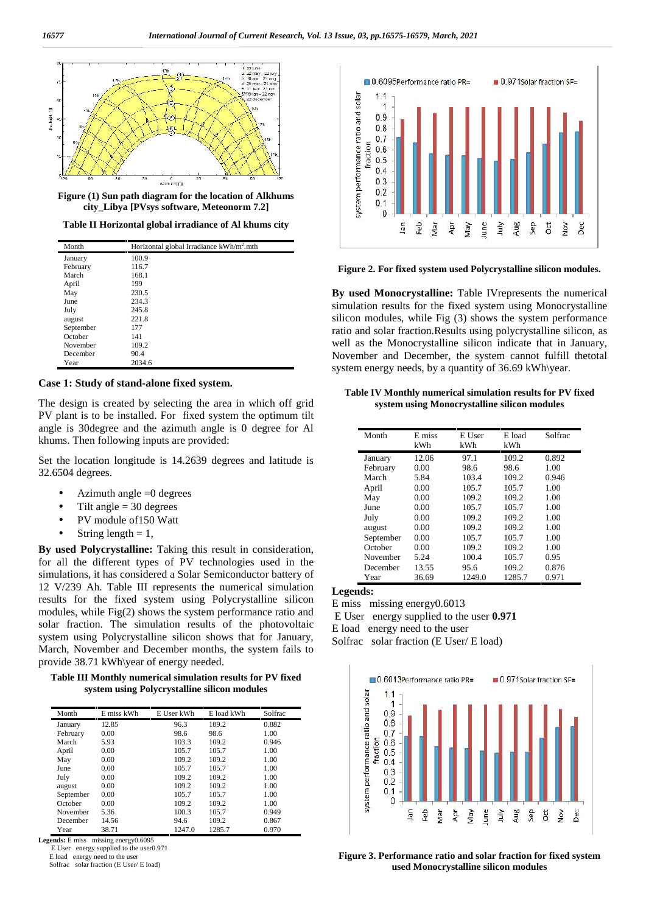Figure (1) Sun path diagram for the location of Alkhums city_Libya [PVsys software, Meteonorm 7.2]

**Table II Horizontal global irradiance of Al khums city**

| Month | Horizontal global Irradiance kWh/m$^2$.mth |
|---|---|
| January | 100.9 |
| February | 116.7 |
| March | 168.1 |
| April | 199 |
| May | 230.5 |
| June | 234.3 |
| July | 245.8 |
| august | 221.8 |
| September | 177 |
| October | 141 |
| November | 109.2 |
| December | 90.4 |
| Year | 2034.6 |

## Case 1: Study of stand-alone fixed system.

The design is created by selecting the area in which off grid PV plant is to be installed. For fixed system the optimum tilt angle is 30degree and the azimuth angle is 0 degree for Al khums. Then following inputs are provided:

Set the location longitude is 14.2639 degrees and latitude is 32.6504 degrees.

- Azimuth angle =0 degrees
- Tilt angle = 30 degrees
- PV module of150 Watt
- String length = 1,

**By used Polycrystalline:** Taking this result in consideration, for all the different types of PV technologies used in the simulations, it has considered a Solar Semiconductor battery of 12 V/239 Ah. Table III represents the numerical simulation results for the fixed system using Polycrystalline silicon modules, while Fig(2) shows the system performance ratio and solar fraction. The simulation results of the photovoltaic system using Polycrystalline silicon shows that for January, March, November and December months, the system fails to provide 38.71 kWh\year of energy needed.

**Table III Monthly numerical simulation results for PV fixed system using Polycrystalline silicon modules**

| Month | E miss kWh | E User kWh | E load kWh | Solfrac |
|---|---|---|---|---|
| January | 12.85 | 96.3 | 109.2 | 0.882 |
| February | 0.00 | 98.6 | 98.6 | 1.00 |
| March | 5.93 | 103.3 | 109.2 | 0.946 |
| April | 0.00 | 105.7 | 105.7 | 1.00 |
| May | 0.00 | 109.2 | 109.2 | 1.00 |
| June | 0.00 | 105.7 | 105.7 | 1.00 |
| July | 0.00 | 109.2 | 109.2 | 1.00 |
| august | 0.00 | 109.2 | 109.2 | 1.00 |
| September | 0.00 | 105.7 | 105.7 | 1.00 |
| October | 0.00 | 109.2 | 109.2 | 1.00 |
| November | 5.36 | 100.3 | 105.7 | 0.949 |
| December | 14.56 | 94.6 | 109.2 | 0.867 |
| Year | 38.71 | 1247.0 | 1285.7 | 0.970 |

**Legends:** E miss missing energy0.6095
E User energy supplied to the user0.971
E load energy need to the user
Solfrac solar fraction (E User/ E load)

Figure 2. For fixed system used Polycrystalline silicon modules.

**By used Monocrystalline:** Table IVrepresents the numerical simulation results for the fixed system using Monocrystalline silicon modules, while Fig (3) shows the system performance ratio and solar fraction.Results using polycrystalline silicon, as well as the Monocrystalline silicon indicate that in January, November and December, the system cannot fulfill thetotal system energy needs, by a quantity of 36.69 kWh\year.

**Table IV Monthly numerical simulation results for PV fixed system using Monocrystalline silicon modules**

| Month | E miss kWh | E User kWh | E load kWh | Solfrac |
|---|---|---|---|---|
| January | 12.06 | 97.1 | 109.2 | 0.892 |
| February | 0.00 | 98.6 | 98.6 | 1.00 |
| March | 5.84 | 103.4 | 109.2 | 0.946 |
| April | 0.00 | 105.7 | 105.7 | 1.00 |
| May | 0.00 | 109.2 | 109.2 | 1.00 |
| June | 0.00 | 105.7 | 105.7 | 1.00 |
| July | 0.00 | 109.2 | 109.2 | 1.00 |
| august | 0.00 | 109.2 | 109.2 | 1.00 |
| September | 0.00 | 105.7 | 105.7 | 1.00 |
| October | 0.00 | 109.2 | 109.2 | 1.00 |
| November | 5.24 | 100.4 | 105.7 | 0.95 |
| December | 13.55 | 95.6 | 109.2 | 0.876 |
| Year | 36.69 | 1249.0 | 1285.7 | 0.971 |

**Legends:**

E miss missing energy0.6013
E User energy supplied to the user **0.971**
E load energy need to the user
Solfrac solar fraction (E User/ E load)

Figure 3. Performance ratio and solar fraction for fixed system used Monocrystalline silicon modules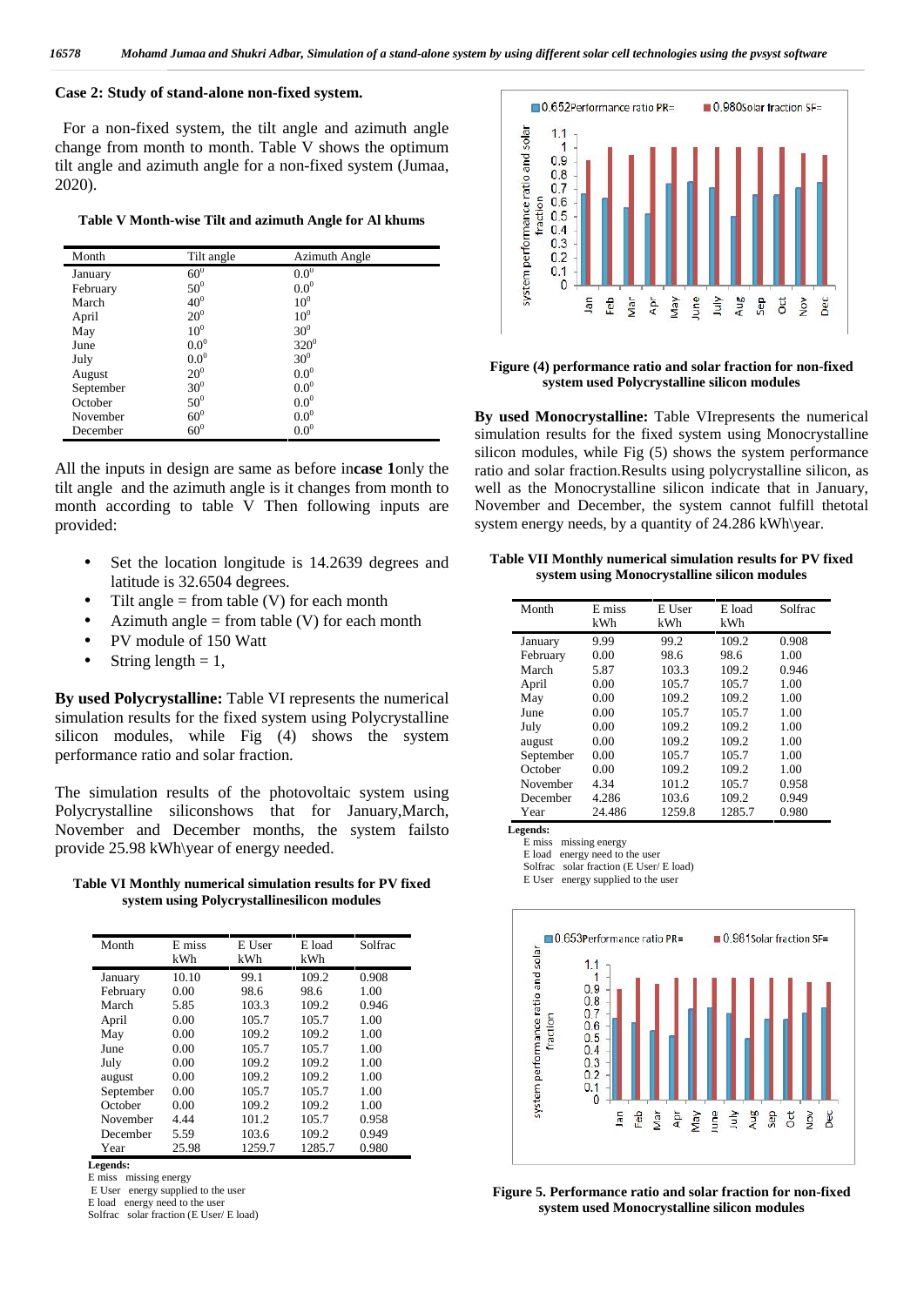### Case 2: Study of stand-alone non-fixed system.

For a non-fixed system, the tilt angle and azimuth angle change from month to month. Table V shows the optimum tilt angle and azimuth angle for a non-fixed system (Jumaa, 2020).

**Table V Month-wise Tilt and azimuth Angle for Al khums**

| Month | Tilt angle | Azimuth Angle |
|---|---|---|
| January | $60^0$ | $0.0^0$ |
| February | $50^0$ | $0.0^0$ |
| March | $40^0$ | $10^0$ |
| April | $20^0$ | $10^0$ |
| May | $10^0$ | $30^0$ |
| June | $0.0^0$ | $320^0$ |
| July | $0.0^0$ | $30^0$ |
| August | $20^0$ | $0.0^0$ |
| September | $30^0$ | $0.0^0$ |
| October | $50^0$ | $0.0^0$ |
| November | $60^0$ | $0.0^0$ |
| December | $60^0$ | $0.0^0$ |

All the inputs in design are same as before in**case 1**only the tilt angle and the azimuth angle is it changes from month to month according to table V Then following inputs are provided:

- Set the location longitude is 14.2639 degrees and latitude is 32.6504 degrees.
- Tilt angle = from table (V) for each month
- Azimuth angle = from table (V) for each month
- PV module of 150 Watt
- String length = 1,

**By used Polycrystalline:** Table VI represents the numerical simulation results for the fixed system using Polycrystalline silicon modules, while Fig (4) shows the system performance ratio and solar fraction.

The simulation results of the photovoltaic system using Polycrystalline siliconshows that for January,March, November and December months, the system failsto provide 25.98 kWh\year of energy needed.

**Table VI Monthly numerical simulation results for PV fixed system using Polycrystallinesilicon modules**

| Month | E miss kWh | E User kWh | E load kWh | Solfrac |
|---|---|---|---|---|
| January | 10.10 | 99.1 | 109.2 | 0.908 |
| February | 0.00 | 98.6 | 98.6 | 1.00 |
| March | 5.85 | 103.3 | 109.2 | 0.946 |
| April | 0.00 | 105.7 | 105.7 | 1.00 |
| May | 0.00 | 109.2 | 109.2 | 1.00 |
| June | 0.00 | 105.7 | 105.7 | 1.00 |
| July | 0.00 | 109.2 | 109.2 | 1.00 |
| august | 0.00 | 109.2 | 109.2 | 1.00 |
| September | 0.00 | 105.7 | 105.7 | 1.00 |
| October | 0.00 | 109.2 | 109.2 | 1.00 |
| November | 4.44 | 101.2 | 105.7 | 0.958 |
| December | 5.59 | 103.6 | 109.2 | 0.949 |
| Year | 25.98 | 1259.7 | 1285.7 | 0.980 |

**Legends:**
E miss missing energy
E User energy supplied to the user
E load energy need to the user
Solfrac solar fraction (E User/ E load)

**Figure (4) performance ratio and solar fraction for non-fixed system used Polycrystalline silicon modules**

**By used Monocrystalline:** Table VIrepresents the numerical simulation results for the fixed system using Monocrystalline silicon modules, while Fig (5) shows the system performance ratio and solar fraction.Results using polycrystalline silicon, as well as the Monocrystalline silicon indicate that in January, November and December, the system cannot fulfill thetotal system energy needs, by a quantity of 24.286 kWh\year.

**Table VII Monthly numerical simulation results for PV fixed system using Monocrystalline silicon modules**

| Month | E miss kWh | E User kWh | E load kWh | Solfrac |
|---|---|---|---|---|
| January | 9.99 | 99.2 | 109.2 | 0.908 |
| February | 0.00 | 98.6 | 98.6 | 1.00 |
| March | 5.87 | 103.3 | 109.2 | 0.946 |
| April | 0.00 | 105.7 | 105.7 | 1.00 |
| May | 0.00 | 109.2 | 109.2 | 1.00 |
| June | 0.00 | 105.7 | 105.7 | 1.00 |
| July | 0.00 | 109.2 | 109.2 | 1.00 |
| august | 0.00 | 109.2 | 109.2 | 1.00 |
| September | 0.00 | 105.7 | 105.7 | 1.00 |
| October | 0.00 | 109.2 | 109.2 | 1.00 |
| November | 4.34 | 101.2 | 105.7 | 0.958 |
| December | 4.286 | 103.6 | 109.2 | 0.949 |
| Year | 24.486 | 1259.8 | 1285.7 | 0.980 |

**Legends:**
E miss missing energy
E load energy need to the user
Solfrac solar fraction (E User/ E load)
E User energy supplied to the user

**Figure 5. Performance ratio and solar fraction for non-fixed system used Monocrystalline silicon modules**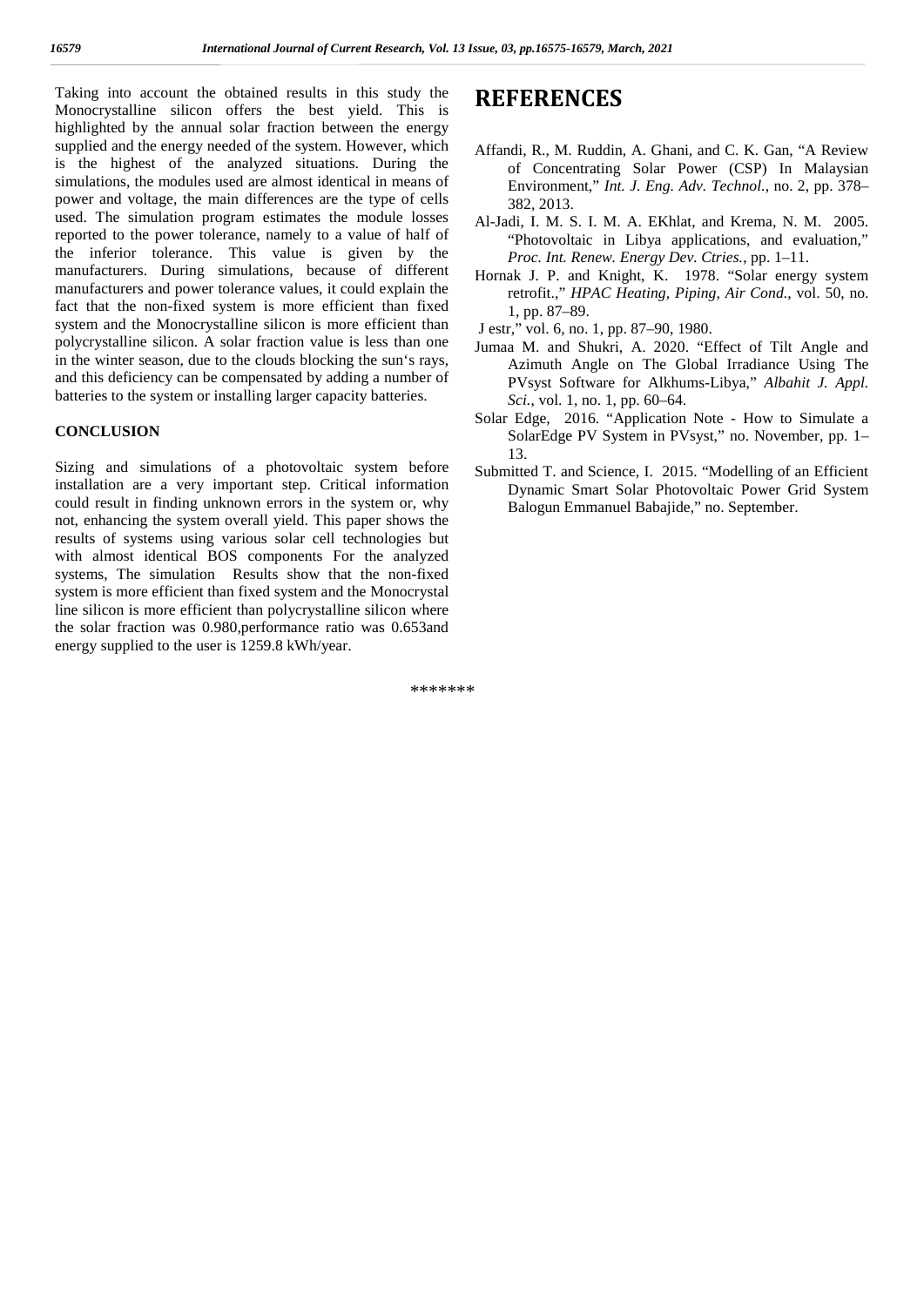Taking into account the obtained results in this study the Monocrystalline silicon offers the best yield. This is highlighted by the annual solar fraction between the energy supplied and the energy needed of the system. However, which is the highest of the analyzed situations. During the simulations, the modules used are almost identical in means of power and voltage, the main differences are the type of cells used. The simulation program estimates the module losses reported to the power tolerance, namely to a value of half of the inferior tolerance. This value is given by the manufacturers. During simulations, because of different manufacturers and power tolerance values, it could explain the fact that the non-fixed system is more efficient than fixed system and the Monocrystalline silicon is more efficient than polycrystalline silicon. A solar fraction value is less than one in the winter season, due to the clouds blocking the sun's rays, and this deficiency can be compensated by adding a number of batteries to the system or installing larger capacity batteries.

## CONCLUSION

Sizing and simulations of a photovoltaic system before installation are a very important step. Critical information could result in finding unknown errors in the system or, why not, enhancing the system overall yield. This paper shows the results of systems using various solar cell technologies but with almost identical BOS components For the analyzed systems, The simulation Results show that the non-fixed system is more efficient than fixed system and the Monocrystal line silicon is more efficient than polycrystalline silicon where the solar fraction was 0.980,performance ratio was 0.653and energy supplied to the user is 1259.8 kWh/year.

## REFERENCES

Affandi, R., M. Ruddin, A. Ghani, and C. K. Gan, "A Review of Concentrating Solar Power (CSP) In Malaysian Environment," *Int. J. Eng. Adv. Technol.*, no. 2, pp. 378–382, 2013.

Al-Jadi, I. M. S. I. M. A. EKhlat, and Krema, N. M. 2005. "Photovoltaic in Libya applications, and evaluation," *Proc. Int. Renew. Energy Dev. Ctries.*, pp. 1–11.

Hornak J. P. and Knight, K. 1978. "Solar energy system retrofit.," *HPAC Heating, Piping, Air Cond.*, vol. 50, no. 1, pp. 87–89.

J estr," vol. 6, no. 1, pp. 87–90, 1980.

Jumaa M. and Shukri, A. 2020. "Effect of Tilt Angle and Azimuth Angle on The Global Irradiance Using The PVsyst Software for Alkhums-Libya," *Albahit J. Appl. Sci.*, vol. 1, no. 1, pp. 60–64.

Solar Edge, 2016. "Application Note - How to Simulate a SolarEdge PV System in PVsyst," no. November, pp. 1–13.

Submitted T. and Science, I. 2015. "Modelling of an Efficient Dynamic Smart Solar Photovoltaic Power Grid System Balogun Emmanuel Babajide," no. September.

*******